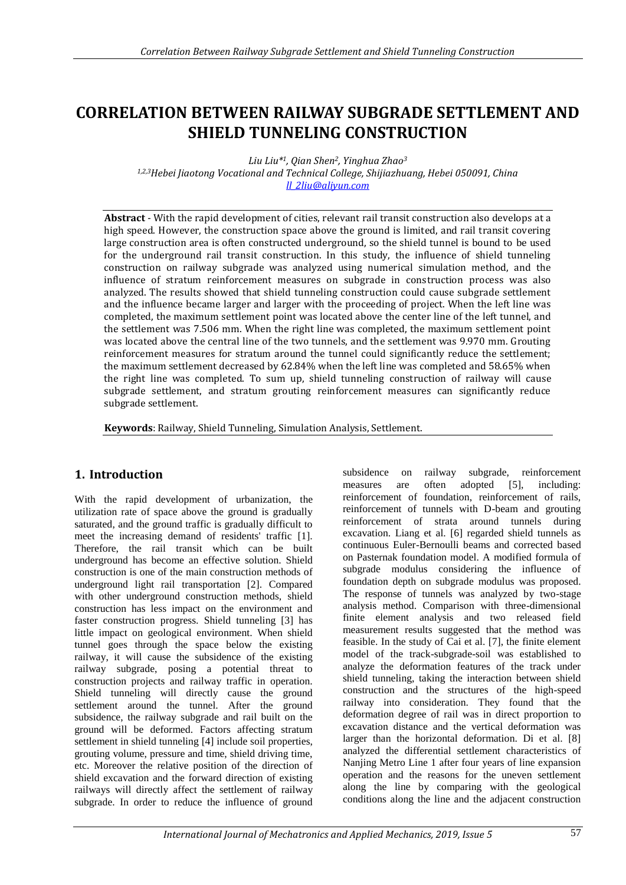# CORRELATION BETWEEN RAILWAY SUBGRADE SETTLEMENT AND SHIELD TUNNELING CONSTRUCTION

*Liu Liu*[1], Qian Shen[2], Yinghua Zhao[3]*

[1,2,3]*Hebei Jiaotong Vocational and Technical College, Shijiazhuang, Hebei 050091, China*

ll_2liu@aliyun.com

**Abstract** - With the rapid development of cities, relevant rail transit construction also develops at a high speed. However, the construction space above the ground is limited, and rail transit covering large construction area is often constructed underground, so the shield tunnel is bound to be used for the underground rail transit construction. In this study, the influence of shield tunneling construction on railway subgrade was analyzed using numerical simulation method, and the influence of stratum reinforcement measures on subgrade in construction process was also analyzed. The results showed that shield tunneling construction could cause subgrade settlement and the influence became larger and larger with the proceeding of project. When the left line was completed, the maximum settlement point was located above the center line of the left tunnel, and the settlement was 7.506 mm. When the right line was completed, the maximum settlement point was located above the central line of the two tunnels, and the settlement was 9.970 mm. Grouting reinforcement measures for stratum around the tunnel could significantly reduce the settlement; the maximum settlement decreased by 62.84% when the left line was completed and 58.65% when the right line was completed. To sum up, shield tunneling construction of railway will cause subgrade settlement, and stratum grouting reinforcement measures can significantly reduce subgrade settlement.

**Keywords**: Railway, Shield Tunneling, Simulation Analysis, Settlement.

## 1. Introduction

With the rapid development of urbanization, the utilization rate of space above the ground is gradually saturated, and the ground traffic is gradually difficult to meet the increasing demand of residents' traffic [1]. Therefore, the rail transit which can be built underground has become an effective solution. Shield construction is one of the main construction methods of underground light rail transportation [2]. Compared with other underground construction methods, shield construction has less impact on the environment and faster construction progress. Shield tunneling [3] has little impact on geological environment. When shield tunnel goes through the space below the existing railway, it will cause the subsidence of the existing railway subgrade, posing a potential threat to construction projects and railway traffic in operation. Shield tunneling will directly cause the ground settlement around the tunnel. After the ground subsidence, the railway subgrade and rail built on the ground will be deformed. Factors affecting stratum settlement in shield tunneling [4] include soil properties, grouting volume, pressure and time, shield driving time, etc. Moreover the relative position of the direction of shield excavation and the forward direction of existing railways will directly affect the settlement of railway subgrade. In order to reduce the influence of ground subsidence on railway subgrade, reinforcement measures are often adopted [5], including: reinforcement of foundation, reinforcement of rails, reinforcement of tunnels with D-beam and grouting reinforcement of strata around tunnels during excavation. Liang et al. [6] regarded shield tunnels as continuous Euler-Bernoulli beams and corrected based on Pasternak foundation model. A modified formula of subgrade modulus considering the influence of foundation depth on subgrade modulus was proposed. The response of tunnels was analyzed by two-stage analysis method. Comparison with three-dimensional finite element analysis and two released field measurement results suggested that the method was feasible. In the study of Cai et al. [7], the finite element model of the track-subgrade-soil was established to analyze the deformation features of the track under shield tunneling, taking the interaction between shield construction and the structures of the high-speed railway into consideration. They found that the deformation degree of rail was in direct proportion to excavation distance and the vertical deformation was larger than the horizontal deformation. Di et al. [8] analyzed the differential settlement characteristics of Nanjing Metro Line 1 after four years of line expansion operation and the reasons for the uneven settlement along the line by comparing with the geological conditions along the line and the adjacent construction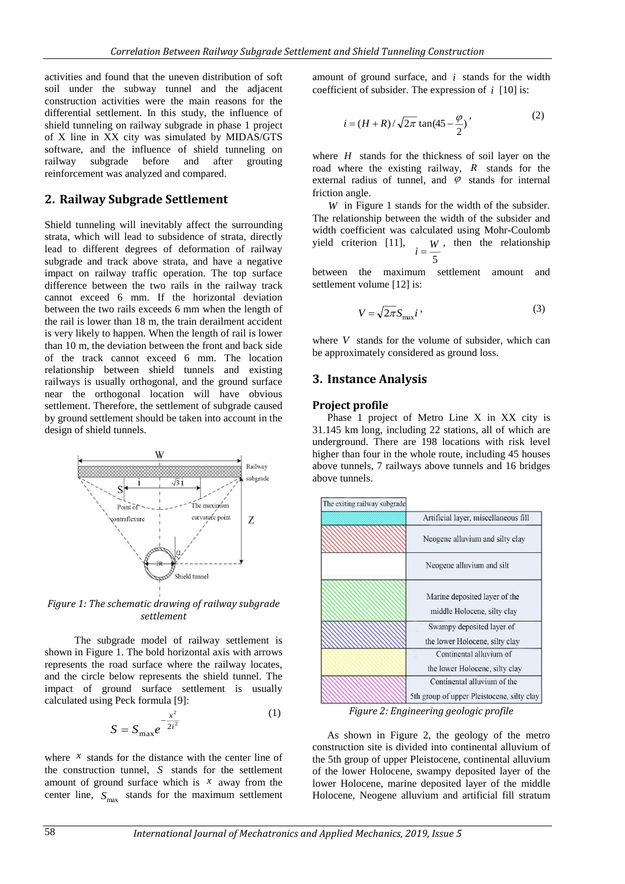activities and found that the uneven distribution of soft soil under the subway tunnel and the adjacent construction activities were the main reasons for the differential settlement. In this study, the influence of shield tunneling on railway subgrade in phase 1 project of X line in XX city was simulated by MIDAS/GTS software, and the influence of shield tunneling on railway subgrade before and after grouting reinforcement was analyzed and compared.

## 2. Railway Subgrade Settlement

Shield tunneling will inevitably affect the surrounding strata, which will lead to subsidence of strata, directly lead to different degrees of deformation of railway subgrade and track above strata, and have a negative impact on railway traffic operation. The top surface difference between the two rails in the railway track cannot exceed 6 mm. If the horizontal deviation between the two rails exceeds 6 mm when the length of the rail is lower than 18 m, the train derailment accident is very likely to happen. When the length of rail is lower than 10 m, the deviation between the front and back side of the track cannot exceed 6 mm. The location relationship between shield tunnels and existing railways is usually orthogonal, and the ground surface near the orthogonal location will have obvious settlement. Therefore, the settlement of subgrade caused by ground settlement should be taken into account in the design of shield tunnels.

*Figure 1: The schematic drawing of railway subgrade settlement*

The subgrade model of railway settlement is shown in Figure 1. The bold horizontal axis with arrows represents the road surface where the railway locates, and the circle below represents the shield tunnel. The impact of ground surface settlement is usually calculated using Peck formula [9]:

$$S = S_{\max} e^{-\frac{x^2}{2i^2}} \tag{1}$$

where $x$ stands for the distance with the center line of the construction tunnel, $S$ stands for the settlement amount of ground surface which is $x$ away from the center line, $S_{\max}$ stands for the maximum settlement amount of ground surface, and $i$ stands for the width coefficient of subsider. The expression of $i$ [10] is:

$$i = (H + R) / \sqrt{2\pi} \tan(45 - \frac{\varphi}{2}), \tag{2}$$

where $H$ stands for the thickness of soil layer on the road where the existing railway, $R$ stands for the external radius of tunnel, and $\varphi$ stands for internal friction angle.

$W$ in Figure 1 stands for the width of the subsider. The relationship between the width of the subsider and width coefficient was calculated using Mohr-Coulomb yield criterion [11], $i = \frac{W}{5}$, then the relationship between the maximum settlement amount and settlement volume [12] is:

$$V = \sqrt{2\pi} S_{\max} i, \tag{3}$$

where $V$ stands for the volume of subsider, which can be approximately considered as ground loss.

## 3. Instance Analysis

### Project profile

Phase 1 project of Metro Line X in XX city is 31.145 km long, including 22 stations, all of which are underground. There are 198 locations with risk level higher than four in the whole route, including 45 houses above tunnels, 7 railways above tunnels and 16 bridges above tunnels.

*Figure 2: Engineering geologic profile*

As shown in Figure 2, the geology of the metro construction site is divided into continental alluvium of the 5th group of upper Pleistocene, continental alluvium of the lower Holocene, swampy deposited layer of the lower Holocene, marine deposited layer of the middle Holocene, Neogene alluvium and artificial fill stratum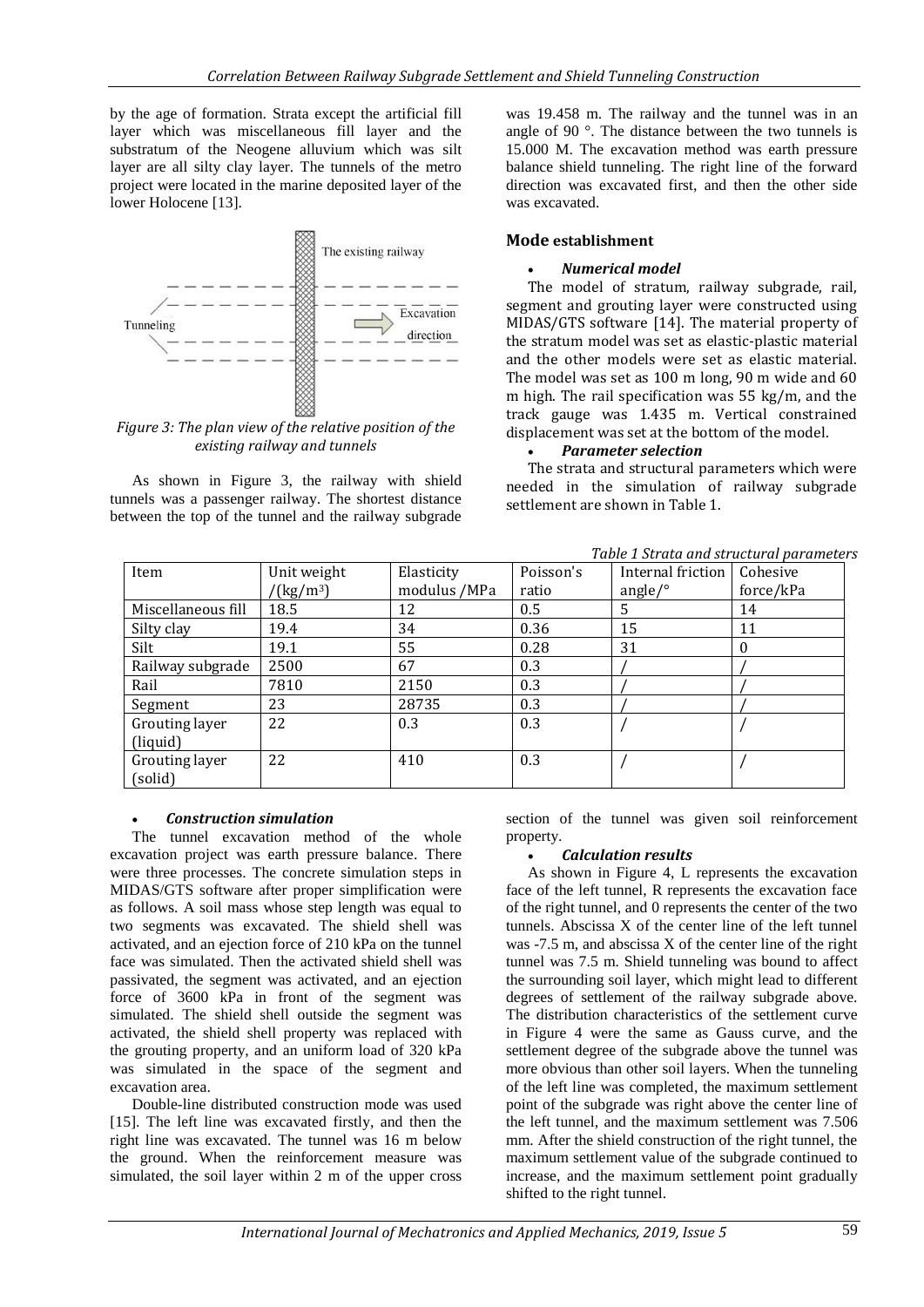by the age of formation. Strata except the artificial fill layer which was miscellaneous fill layer and the substratum of the Neogene alluvium which was silt layer are all silty clay layer. The tunnels of the metro project were located in the marine deposited layer of the lower Holocene [13].

*Figure 3: The plan view of the relative position of the existing railway and tunnels*

As shown in Figure 3, the railway with shield tunnels was a passenger railway. The shortest distance between the top of the tunnel and the railway subgrade was 19.458 m. The railway and the tunnel was in an angle of 90 °. The distance between the two tunnels is 15.000 M. The excavation method was earth pressure balance shield tunneling. The right line of the forward direction was excavated first, and then the other side was excavated.

### Mode establishment

- ***Numerical model***

The model of stratum, railway subgrade, rail, segment and grouting layer were constructed using MIDAS/GTS software [14]. The material property of the stratum model was set as elastic-plastic material and the other models were set as elastic material. The model was set as 100 m long, 90 m wide and 60 m high. The rail specification was 55 kg/m, and the track gauge was 1.435 m. Vertical constrained displacement was set at the bottom of the model.

- ***Parameter selection***

The strata and structural parameters which were needed in the simulation of railway subgrade settlement are shown in Table 1.

*Table 1 Strata and structural parameters*

| Item | Unit weight /(kg/m³) | Elasticity modulus /MPa | Poisson's ratio | Internal friction angle/° | Cohesive force/kPa |
|---|---|---|---|---|---|
| Miscellaneous fill | 18.5 | 12 | 0.5 | 5 | 14 |
| Silty clay | 19.4 | 34 | 0.36 | 15 | 11 |
| Silt | 19.1 | 55 | 0.28 | 31 | 0 |
| Railway subgrade | 2500 | 67 | 0.3 | / | / |
| Rail | 7810 | 2150 | 0.3 | / | / |
| Segment | 23 | 28735 | 0.3 | / | / |
| Grouting layer (liquid) | 22 | 0.3 | 0.3 | / | / |
| Grouting layer (solid) | 22 | 410 | 0.3 | / | / |

- ***Construction simulation***

The tunnel excavation method of the whole excavation project was earth pressure balance. There were three processes. The concrete simulation steps in MIDAS/GTS software after proper simplification were as follows. A soil mass whose step length was equal to two segments was excavated. The shield shell was activated, and an ejection force of 210 kPa on the tunnel face was simulated. Then the activated shield shell was passivated, the segment was activated, and an ejection force of 3600 kPa in front of the segment was simulated. The shield shell outside the segment was activated, the shield shell property was replaced with the grouting property, and an uniform load of 320 kPa was simulated in the space of the segment and excavation area.

Double-line distributed construction mode was used [15]. The left line was excavated firstly, and then the right line was excavated. The tunnel was 16 m below the ground. When the reinforcement measure was simulated, the soil layer within 2 m of the upper cross section of the tunnel was given soil reinforcement property.

- ***Calculation results***

As shown in Figure 4, L represents the excavation face of the left tunnel, R represents the excavation face of the right tunnel, and 0 represents the center of the two tunnels. Abscissa X of the center line of the left tunnel was -7.5 m, and abscissa X of the center line of the right tunnel was 7.5 m. Shield tunneling was bound to affect the surrounding soil layer, which might lead to different degrees of settlement of the railway subgrade above. The distribution characteristics of the settlement curve in Figure 4 were the same as Gauss curve, and the settlement degree of the subgrade above the tunnel was more obvious than other soil layers. When the tunneling of the left line was completed, the maximum settlement point of the subgrade was right above the center line of the left tunnel, and the maximum settlement was 7.506 mm. After the shield construction of the right tunnel, the maximum settlement value of the subgrade continued to increase, and the maximum settlement point gradually shifted to the right tunnel.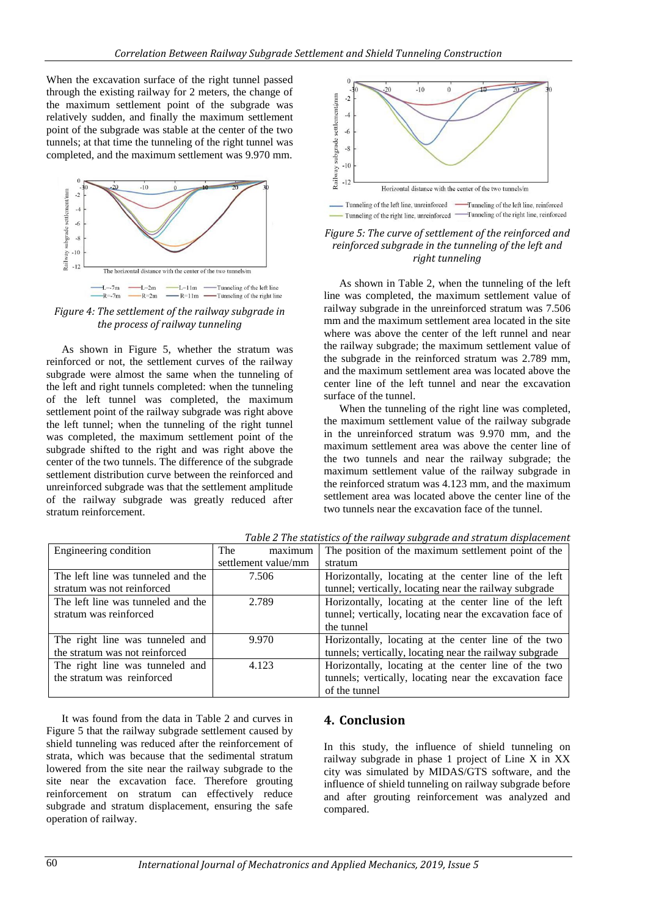When the excavation surface of the right tunnel passed through the existing railway for 2 meters, the change of the maximum settlement point of the subgrade was relatively sudden, and finally the maximum settlement point of the subgrade was stable at the center of the two tunnels; at that time the tunneling of the right tunnel was completed, and the maximum settlement was 9.970 mm.

*Figure 4: The settlement of the railway subgrade in the process of railway tunneling*

As shown in Figure 5, whether the stratum was reinforced or not, the settlement curves of the railway subgrade were almost the same when the tunneling of the left and right tunnels completed: when the tunneling of the left tunnel was completed, the maximum settlement point of the railway subgrade was right above the left tunnel; when the tunneling of the right tunnel was completed, the maximum settlement point of the subgrade shifted to the right and was right above the center of the two tunnels. The difference of the subgrade settlement distribution curve between the reinforced and unreinforced subgrade was that the settlement amplitude of the railway subgrade was greatly reduced after stratum reinforcement.

*Figure 5: The curve of settlement of the reinforced and reinforced subgrade in the tunneling of the left and right tunneling*

As shown in Table 2, when the tunneling of the left line was completed, the maximum settlement value of railway subgrade in the unreinforced stratum was 7.506 mm and the maximum settlement area located in the site where was above the center of the left runnel and near the railway subgrade; the maximum settlement value of the subgrade in the reinforced stratum was 2.789 mm, and the maximum settlement area was located above the center line of the left tunnel and near the excavation surface of the tunnel.

When the tunneling of the right line was completed, the maximum settlement value of the railway subgrade in the unreinforced stratum was 9.970 mm, and the maximum settlement area was above the center line of the two tunnels and near the railway subgrade; the maximum settlement value of the railway subgrade in the reinforced stratum was 4.123 mm, and the maximum settlement area was located above the center line of the two tunnels near the excavation face of the tunnel.

*Table 2 The statistics of the railway subgrade and stratum displacement*

| Engineering condition | The maximum settlement value/mm | The position of the maximum settlement point of the stratum |
|---|---|---|
| The left line was tunneled and the stratum was not reinforced | 7.506 | Horizontally, locating at the center line of the left tunnel; vertically, locating near the railway subgrade |
| The left line was tunneled and the stratum was reinforced | 2.789 | Horizontally, locating at the center line of the left tunnel; vertically, locating near the excavation face of the tunnel |
| The right line was tunneled and the stratum was not reinforced | 9.970 | Horizontally, locating at the center line of the two tunnels; vertically, locating near the railway subgrade |
| The right line was tunneled and the stratum was reinforced | 4.123 | Horizontally, locating at the center line of the two tunnels; vertically, locating near the excavation face of the tunnel |

It was found from the data in Table 2 and curves in Figure 5 that the railway subgrade settlement caused by shield tunneling was reduced after the reinforcement of strata, which was because that the sedimental stratum lowered from the site near the railway subgrade to the site near the excavation face. Therefore grouting reinforcement on stratum can effectively reduce subgrade and stratum displacement, ensuring the safe operation of railway.

## 4. Conclusion

In this study, the influence of shield tunneling on railway subgrade in phase 1 project of Line X in XX city was simulated by MIDAS/GTS software, and the influence of shield tunneling on railway subgrade before and after grouting reinforcement was analyzed and compared.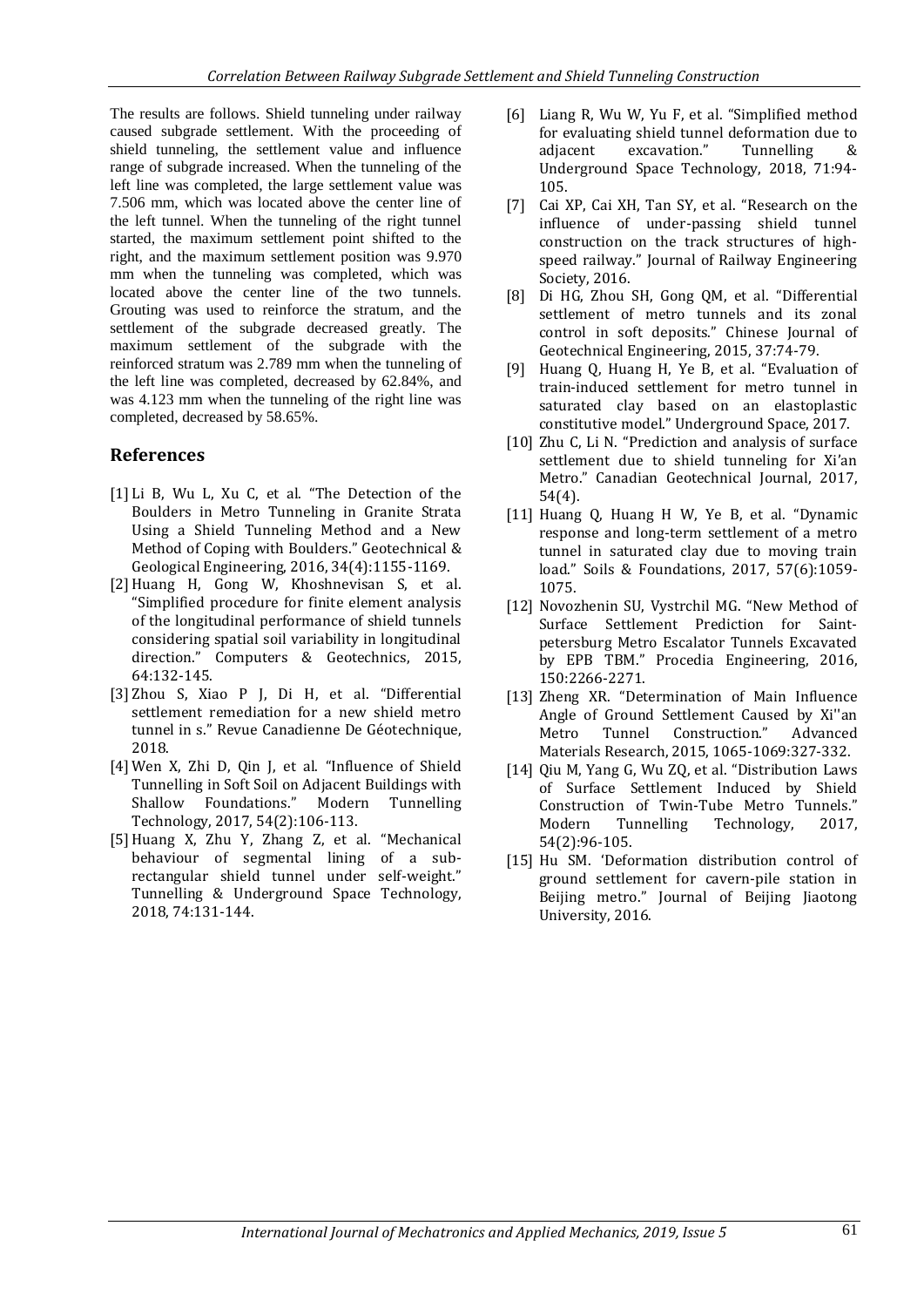The results are follows. Shield tunneling under railway caused subgrade settlement. With the proceeding of shield tunneling, the settlement value and influence range of subgrade increased. When the tunneling of the left line was completed, the large settlement value was 7.506 mm, which was located above the center line of the left tunnel. When the tunneling of the right tunnel started, the maximum settlement point shifted to the right, and the maximum settlement position was 9.970 mm when the tunneling was completed, which was located above the center line of the two tunnels. Grouting was used to reinforce the stratum, and the settlement of the subgrade decreased greatly. The maximum settlement of the subgrade with the reinforced stratum was 2.789 mm when the tunneling of the left line was completed, decreased by 62.84%, and was 4.123 mm when the tunneling of the right line was completed, decreased by 58.65%.

## References

[1] Li B, Wu L, Xu C, et al. "The Detection of the Boulders in Metro Tunneling in Granite Strata Using a Shield Tunneling Method and a New Method of Coping with Boulders." Geotechnical & Geological Engineering, 2016, 34(4):1155-1169.

[2] Huang H, Gong W, Khoshnevisan S, et al. "Simplified procedure for finite element analysis of the longitudinal performance of shield tunnels considering spatial soil variability in longitudinal direction." Computers & Geotechnics, 2015, 64:132-145.

[3] Zhou S, Xiao P J, Di H, et al. "Differential settlement remediation for a new shield metro tunnel in s." Revue Canadienne De Géotechnique, 2018.

[4] Wen X, Zhi D, Qin J, et al. "Influence of Shield Tunnelling in Soft Soil on Adjacent Buildings with Shallow Foundations." Modern Tunnelling Technology, 2017, 54(2):106-113.

[5] Huang X, Zhu Y, Zhang Z, et al. "Mechanical behaviour of segmental lining of a sub-rectangular shield tunnel under self-weight." Tunnelling & Underground Space Technology, 2018, 74:131-144.

[6] Liang R, Wu W, Yu F, et al. "Simplified method for evaluating shield tunnel deformation due to adjacent excavation." Tunnelling & Underground Space Technology, 2018, 71:94-105.

[7] Cai XP, Cai XH, Tan SY, et al. "Research on the influence of under-passing shield tunnel construction on the track structures of high-speed railway." Journal of Railway Engineering Society, 2016.

[8] Di HG, Zhou SH, Gong QM, et al. "Differential settlement of metro tunnels and its zonal control in soft deposits." Chinese Journal of Geotechnical Engineering, 2015, 37:74-79.

[9] Huang Q, Huang H, Ye B, et al. "Evaluation of train-induced settlement for metro tunnel in saturated clay based on an elastoplastic constitutive model." Underground Space, 2017.

[10] Zhu C, Li N. "Prediction and analysis of surface settlement due to shield tunneling for Xi'an Metro." Canadian Geotechnical Journal, 2017, 54(4).

[11] Huang Q, Huang H W, Ye B, et al. "Dynamic response and long-term settlement of a metro tunnel in saturated clay due to moving train load." Soils & Foundations, 2017, 57(6):1059-1075.

[12] Novozhenin SU, Vystrchil MG. "New Method of Surface Settlement Prediction for Saint-petersburg Metro Escalator Tunnels Excavated by EPB TBM." Procedia Engineering, 2016, 150:2266-2271.

[13] Zheng XR. "Determination of Main Influence Angle of Ground Settlement Caused by Xi''an Metro Tunnel Construction." Advanced Materials Research, 2015, 1065-1069:327-332.

[14] Qiu M, Yang G, Wu ZQ, et al. "Distribution Laws of Surface Settlement Induced by Shield Construction of Twin-Tube Metro Tunnels." Modern Tunnelling Technology, 2017, 54(2):96-105.

[15] Hu SM. 'Deformation distribution control of ground settlement for cavern-pile station in Beijing metro." Journal of Beijing Jiaotong University, 2016.